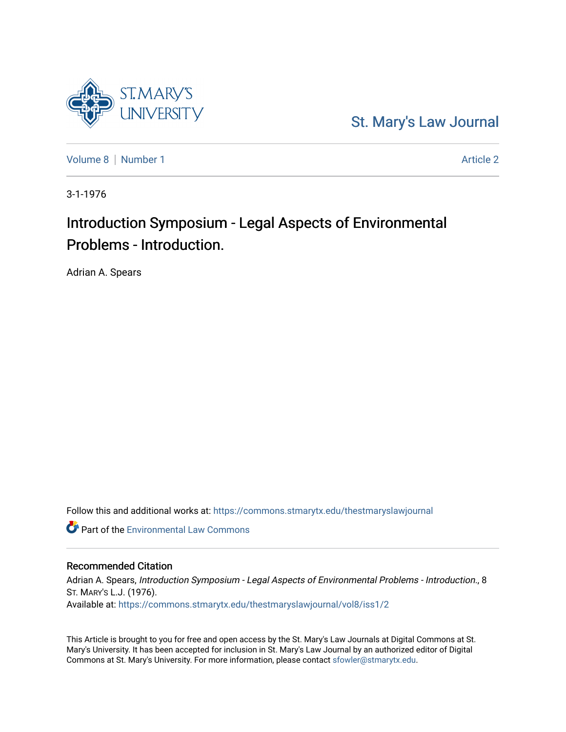St. Mary's Law Journal

Volume 8 | Number 1 Article 2

3-1-1976

# Introduction Symposium - Legal Aspects of Environmental Problems - Introduction.

Adrian A. Spears

Follow this and additional works at: https://commons.stmarytx.edu/thestmaryslawjournal

Part of the Environmental Law Commons

## Recommended Citation

Adrian A. Spears, *Introduction Symposium - Legal Aspects of Environmental Problems - Introduction.*, 8 St. Mary's L.J. (1976).

Available at: https://commons.stmarytx.edu/thestmaryslawjournal/vol8/iss1/2

This Article is brought to you for free and open access by the St. Mary's Law Journals at Digital Commons at St. Mary's University. It has been accepted for inclusion in St. Mary's Law Journal by an authorized editor of Digital Commons at St. Mary's University. For more information, please contact sfowler@stmarytx.edu.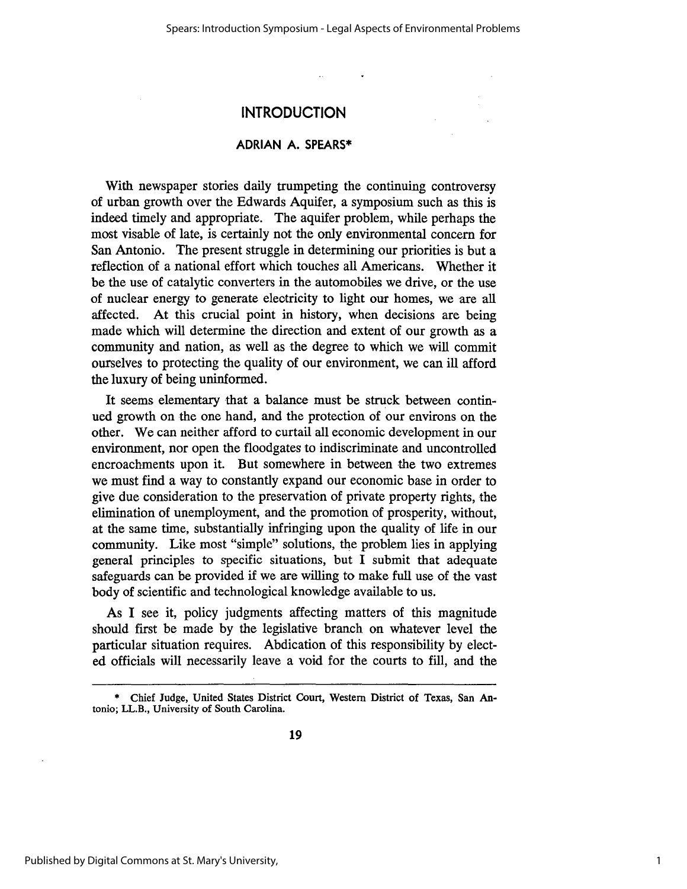# INTRODUCTION

## ADRIAN A. SPEARS*

With newspaper stories daily trumpeting the continuing controversy of urban growth over the Edwards Aquifer, a symposium such as this is indeed timely and appropriate. The aquifer problem, while perhaps the most visable of late, is certainly not the only environmental concern for San Antonio. The present struggle in determining our priorities is but a reflection of a national effort which touches all Americans. Whether it be the use of catalytic converters in the automobiles we drive, or the use of nuclear energy to generate electricity to light our homes, we are all affected. At this crucial point in history, when decisions are being made which will determine the direction and extent of our growth as a community and nation, as well as the degree to which we will commit ourselves to protecting the quality of our environment, we can ill afford the luxury of being uninformed.

It seems elementary that a balance must be struck between continued growth on the one hand, and the protection of our environs on the other. We can neither afford to curtail all economic development in our environment, nor open the floodgates to indiscriminate and uncontrolled encroachments upon it. But somewhere in between the two extremes we must find a way to constantly expand our economic base in order to give due consideration to the preservation of private property rights, the elimination of unemployment, and the promotion of prosperity, without, at the same time, substantially infringing upon the quality of life in our community. Like most "simple" solutions, the problem lies in applying general principles to specific situations, but I submit that adequate safeguards can be provided if we are willing to make full use of the vast body of scientific and technological knowledge available to us.

As I see it, policy judgments affecting matters of this magnitude should first be made by the legislative branch on whatever level the particular situation requires. Abdication of this responsibility by elected officials will necessarily leave a void for the courts to fill, and the

---

\* Chief Judge, United States District Court, Western District of Texas, San Antonio; LL.B., University of South Carolina.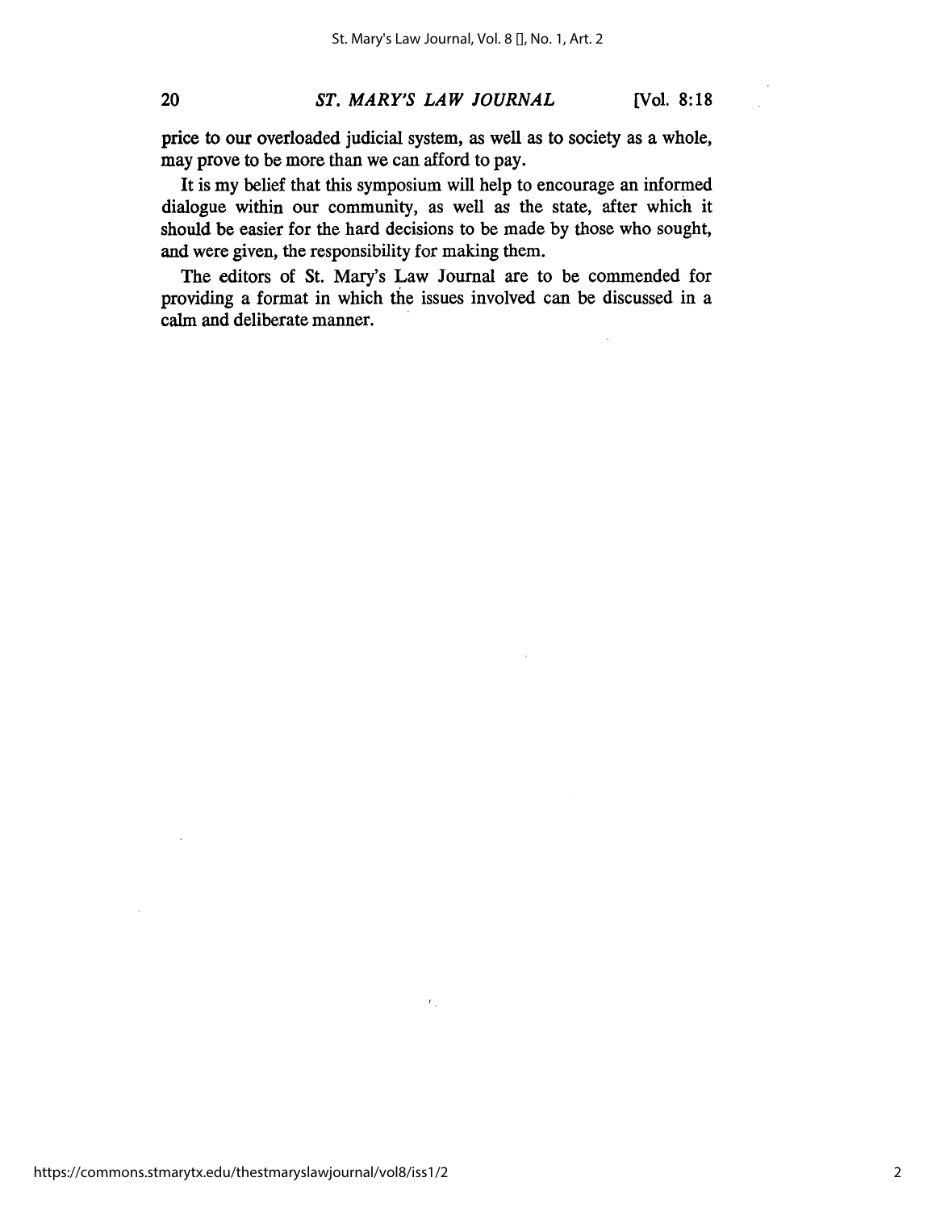price to our overloaded judicial system, as well as to society as a whole, may prove to be more than we can afford to pay.

It is my belief that this symposium will help to encourage an informed dialogue within our community, as well as the state, after which it should be easier for the hard decisions to be made by those who sought, and were given, the responsibility for making them.

The editors of St. Mary's Law Journal are to be commended for providing a format in which the issues involved can be discussed in a calm and deliberate manner.